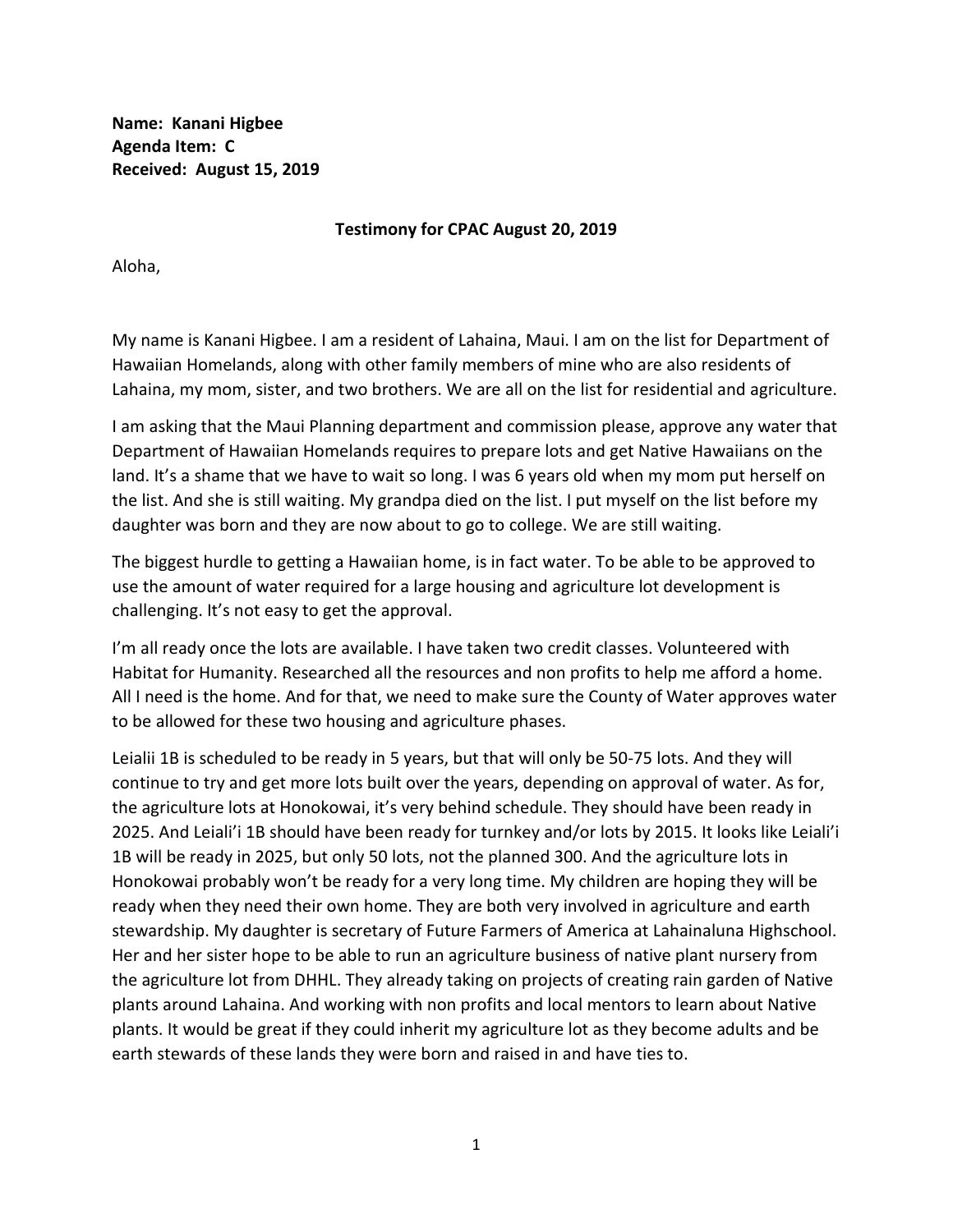**Name: Kanani Higbee**
**Agenda Item: C**
**Received: August 15, 2019**

**Testimony for CPAC August 20, 2019**

Aloha,

My name is Kanani Higbee. I am a resident of Lahaina, Maui. I am on the list for Department of Hawaiian Homelands, along with other family members of mine who are also residents of Lahaina, my mom, sister, and two brothers. We are all on the list for residential and agriculture.

I am asking that the Maui Planning department and commission please, approve any water that Department of Hawaiian Homelands requires to prepare lots and get Native Hawaiians on the land. It's a shame that we have to wait so long. I was 6 years old when my mom put herself on the list. And she is still waiting. My grandpa died on the list. I put myself on the list before my daughter was born and they are now about to go to college. We are still waiting.

The biggest hurdle to getting a Hawaiian home, is in fact water. To be able to be approved to use the amount of water required for a large housing and agriculture lot development is challenging. It's not easy to get the approval.

I'm all ready once the lots are available. I have taken two credit classes. Volunteered with Habitat for Humanity. Researched all the resources and non profits to help me afford a home. All I need is the home. And for that, we need to make sure the County of Water approves water to be allowed for these two housing and agriculture phases.

Leialii 1B is scheduled to be ready in 5 years, but that will only be 50-75 lots. And they will continue to try and get more lots built over the years, depending on approval of water. As for, the agriculture lots at Honokowai, it's very behind schedule. They should have been ready in 2025. And Leiali'i 1B should have been ready for turnkey and/or lots by 2015. It looks like Leiali'i 1B will be ready in 2025, but only 50 lots, not the planned 300. And the agriculture lots in Honokowai probably won't be ready for a very long time. My children are hoping they will be ready when they need their own home. They are both very involved in agriculture and earth stewardship. My daughter is secretary of Future Farmers of America at Lahainaluna Highschool. Her and her sister hope to be able to run an agriculture business of native plant nursery from the agriculture lot from DHHL. They already taking on projects of creating rain garden of Native plants around Lahaina. And working with non profits and local mentors to learn about Native plants. It would be great if they could inherit my agriculture lot as they become adults and be earth stewards of these lands they were born and raised in and have ties to.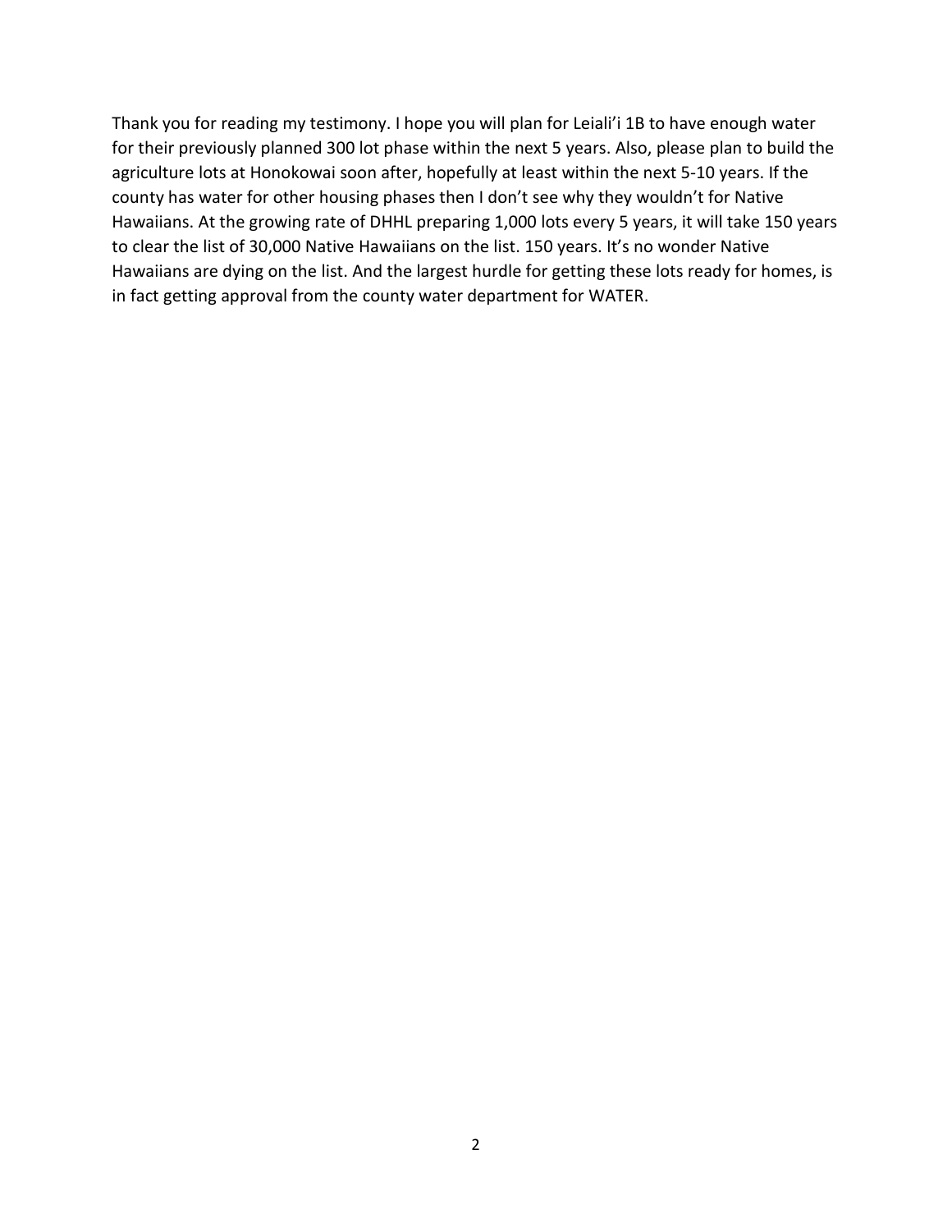Thank you for reading my testimony. I hope you will plan for Leiali'i 1B to have enough water for their previously planned 300 lot phase within the next 5 years. Also, please plan to build the agriculture lots at Honokowai soon after, hopefully at least within the next 5-10 years. If the county has water for other housing phases then I don't see why they wouldn't for Native Hawaiians. At the growing rate of DHHL preparing 1,000 lots every 5 years, it will take 150 years to clear the list of 30,000 Native Hawaiians on the list. 150 years. It's no wonder Native Hawaiians are dying on the list. And the largest hurdle for getting these lots ready for homes, is in fact getting approval from the county water department for WATER.